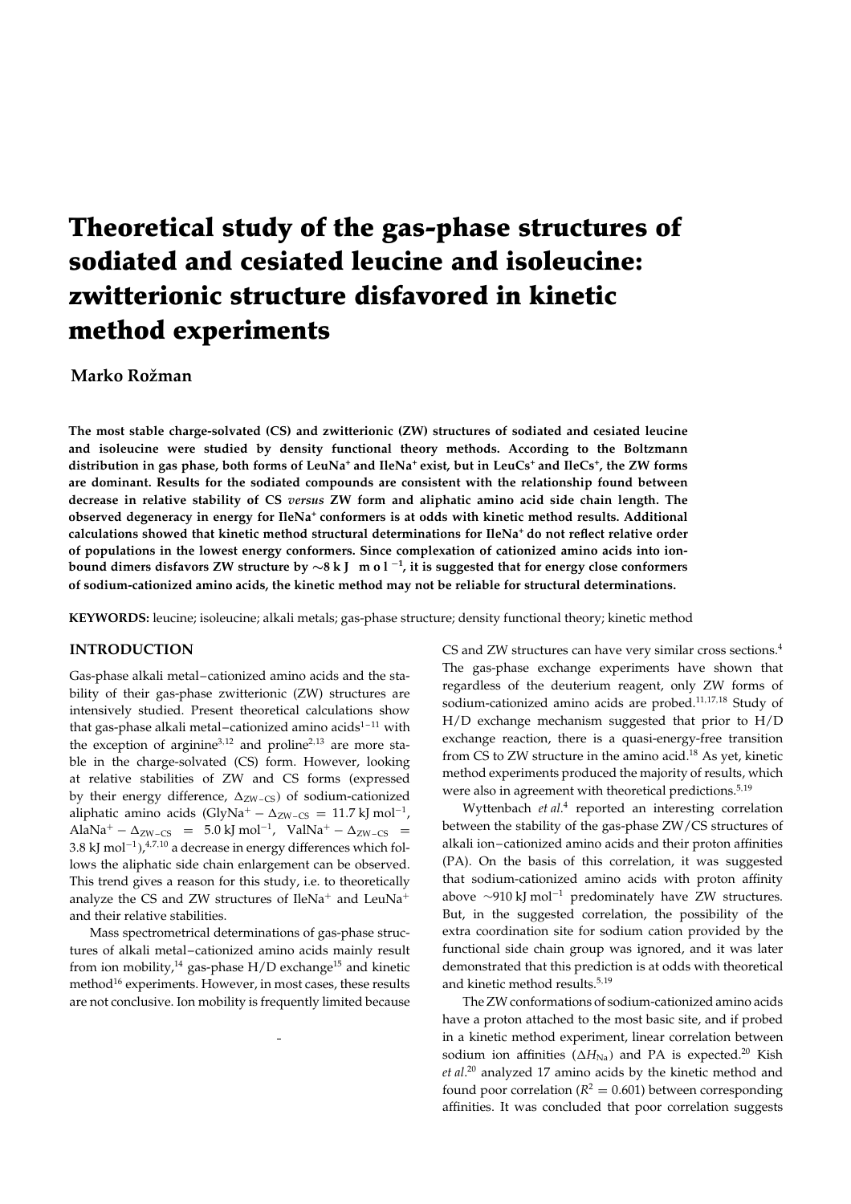# Theoretical study of the gas-phase structures of sodiated and cesiated leucine and isoleucine: zwitterionic structure disfavored in kinetic method experiments

**Marko Rožman**

**The most stable charge-solvated (CS) and zwitterionic (ZW) structures of sodiated and cesiated leucine and isoleucine were studied by density functional theory methods. According to the Boltzmann distribution in gas phase, both forms of LeuNa⁺ and IleNa⁺ exist, but in LeuCs⁺ and IleCs⁺, the ZW forms are dominant. Results for the sodiated compounds are consistent with the relationship found between decrease in relative stability of CS *versus* ZW form and aliphatic amino acid side chain length. The observed degeneracy in energy for IleNa⁺ conformers is at odds with kinetic method results. Additional calculations showed that kinetic method structural determinations for IleNa⁺ do not reflect relative order of populations in the lowest energy conformers. Since complexation of cationized amino acids into ion-bound dimers disfavors ZW structure by ∼8 kJ mol⁻¹, it is suggested that for energy close conformers of sodium-cationized amino acids, the kinetic method may not be reliable for structural determinations.**

**KEYWORDS:** leucine; isoleucine; alkali metals; gas-phase structure; density functional theory; kinetic method

## INTRODUCTION

Gas-phase alkali metal−cationized amino acids and the stability of their gas-phase zwitterionic (ZW) structures are intensively studied. Present theoretical calculations show that gas-phase alkali metal−cationized amino acids[1−11] with the exception of arginine[3,12] and proline[2,13] are more stable in the charge-solvated (CS) form. However, looking at relative stabilities of ZW and CS forms (expressed by their energy difference, $\Delta_{ZW-CS}$) of sodium-cationized aliphatic amino acids (GlyNa$^+$ − $\Delta_{ZW-CS}$ = 11.7 kJ mol$^{-1}$, AlaNa$^+$ − $\Delta_{ZW-CS}$ = 5.0 kJ mol$^{-1}$, ValNa$^+$ − $\Delta_{ZW-CS}$ = 3.8 kJ mol$^{-1}$),[4,7,10] a decrease in energy differences which follows the aliphatic side chain enlargement can be observed. This trend gives a reason for this study, i.e. to theoretically analyze the CS and ZW structures of IleNa$^+$ and LeuNa$^+$ and their relative stabilities.

Mass spectrometrical determinations of gas-phase structures of alkali metal−cationized amino acids mainly result from ion mobility,[14] gas-phase H/D exchange[15] and kinetic method[16] experiments. However, in most cases, these results are not conclusive. Ion mobility is frequently limited because CS and ZW structures can have very similar cross sections.[4] The gas-phase exchange experiments have shown that regardless of the deuterium reagent, only ZW forms of sodium-cationized amino acids are probed.[11,17,18] Study of H/D exchange mechanism suggested that prior to H/D exchange reaction, there is a quasi-energy-free transition from CS to ZW structure in the amino acid.[18] As yet, kinetic method experiments produced the majority of results, which were also in agreement with theoretical predictions.[5,19]

Wyttenbach *et al*.[4] reported an interesting correlation between the stability of the gas-phase ZW/CS structures of alkali ion−cationized amino acids and their proton affinities (PA). On the basis of this correlation, it was suggested that sodium-cationized amino acids with proton affinity above ∼910 kJ mol$^{-1}$ predominately have ZW structures. But, in the suggested correlation, the possibility of the extra coordination site for sodium cation provided by the functional side chain group was ignored, and it was later demonstrated that this prediction is at odds with theoretical and kinetic method results.[5,19]

The ZW conformations of sodium-cationized amino acids have a proton attached to the most basic site, and if probed in a kinetic method experiment, linear correlation between sodium ion affinities ($\Delta H_{Na}$) and PA is expected.[20] Kish *et al*.[20] analyzed 17 amino acids by the kinetic method and found poor correlation ($R^2 = 0.601$) between corresponding affinities. It was concluded that poor correlation suggests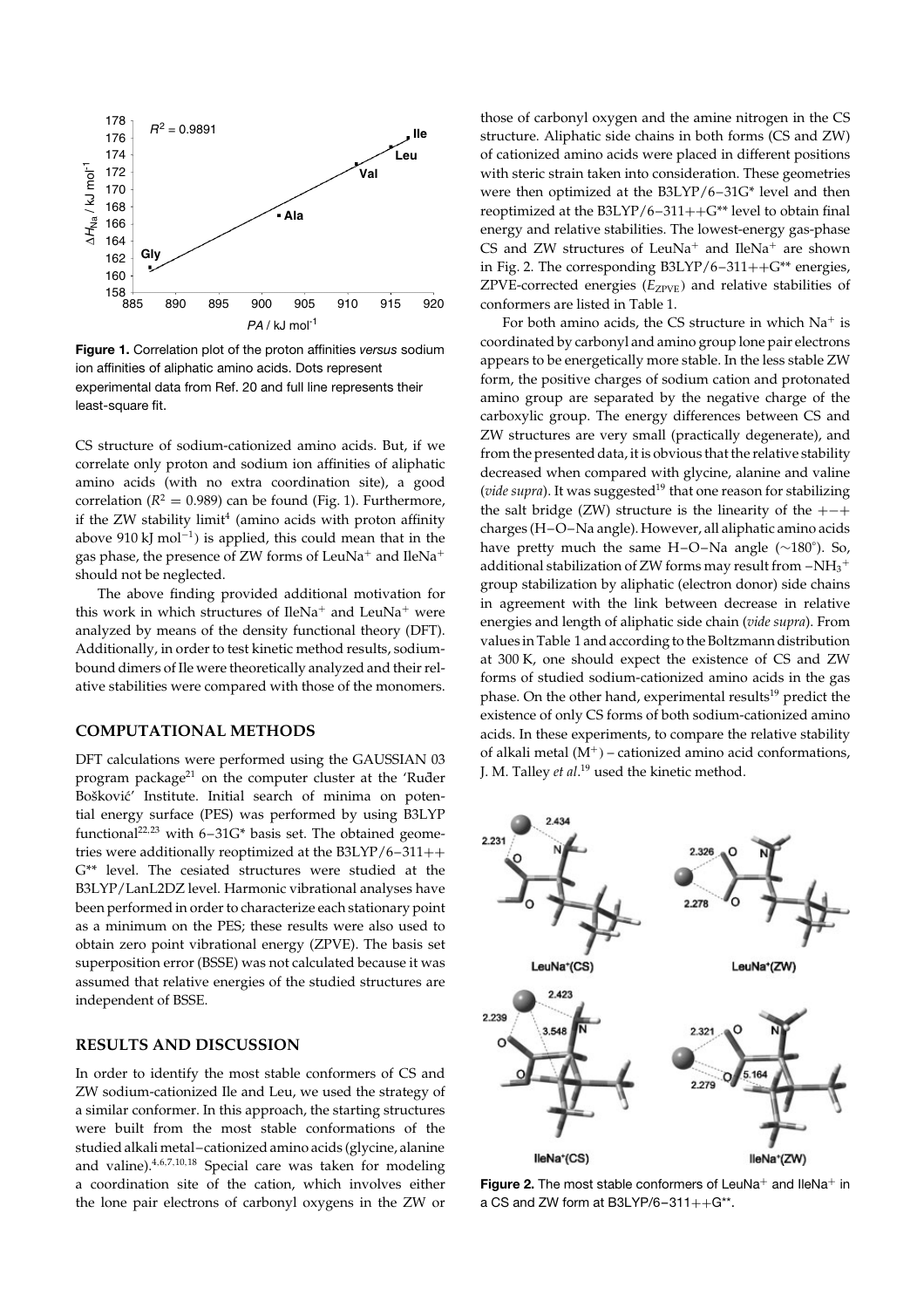**Figure 1.** Correlation plot of the proton affinities *versus* sodium ion affinities of aliphatic amino acids. Dots represent experimental data from Ref. 20 and full line represents their least-square fit.

CS structure of sodium-cationized amino acids. But, if we correlate only proton and sodium ion affinities of aliphatic amino acids (with no extra coordination site), a good correlation ($R^2 = 0.989$) can be found (Fig. 1). Furthermore, if the ZW stability limit[4] (amino acids with proton affinity above 910 kJ $mol^{-1}$) is applied, this could mean that in the gas phase, the presence of ZW forms of $LeuNa^+$ and $IleNa^+$ should not be neglected.

The above finding provided additional motivation for this work in which structures of $IleNa^+$ and $LeuNa^+$ were analyzed by means of the density functional theory (DFT). Additionally, in order to test kinetic method results, sodium-bound dimers of Ile were theoretically analyzed and their relative stabilities were compared with those of the monomers.

## COMPUTATIONAL METHODS

DFT calculations were performed using the GAUSSIAN 03 program package[21] on the computer cluster at the 'Ruđer Bošković' Institute. Initial search of minima on potential energy surface (PES) was performed by using B3LYP functional[22,23] with 6–31G* basis set. The obtained geometries were additionally reoptimized at the B3LYP/6–311++G** level. The cesiated structures were studied at the B3LYP/LanL2DZ level. Harmonic vibrational analyses have been performed in order to characterize each stationary point as a minimum on the PES; these results were also used to obtain zero point vibrational energy (ZPVE). The basis set superposition error (BSSE) was not calculated because it was assumed that relative energies of the studied structures are independent of BSSE.

## RESULTS AND DISCUSSION

In order to identify the most stable conformers of CS and ZW sodium-cationized Ile and Leu, we used the strategy of a similar conformer. In this approach, the starting structures were built from the most stable conformations of the studied alkali metal–cationized amino acids (glycine, alanine and valine).[4,6,7,10,18] Special care was taken for modeling a coordination site of the cation, which involves either the lone pair electrons of carbonyl oxygens in the ZW or those of carbonyl oxygen and the amine nitrogen in the CS structure. Aliphatic side chains in both forms (CS and ZW) of cationized amino acids were placed in different positions with steric strain taken into consideration. These geometries were then optimized at the B3LYP/6–31G* level and then reoptimized at the B3LYP/6–311++G** level to obtain final energy and relative stabilities. The lowest-energy gas-phase CS and ZW structures of $LeuNa^+$ and $IleNa^+$ are shown in Fig. 2. The corresponding B3LYP/6–311++G** energies, ZPVE-corrected energies ($E_{ZPVE}$) and relative stabilities of conformers are listed in Table 1.

For both amino acids, the CS structure in which $Na^+$ is coordinated by carbonyl and amino group lone pair electrons appears to be energetically more stable. In the less stable ZW form, the positive charges of sodium cation and protonated amino group are separated by the negative charge of the carboxylic group. The energy differences between CS and ZW structures are very small (practically degenerate), and from the presented data, it is obvious that the relative stability decreased when compared with glycine, alanine and valine (*vide supra*). It was suggested[19] that one reason for stabilizing the salt bridge (ZW) structure is the linearity of the $+-+$ charges (H–O–Na angle). However, all aliphatic amino acids have pretty much the same H–O–Na angle (~180°). So, additional stabilization of ZW forms may result from $-NH_3^+$ group stabilization by aliphatic (electron donor) side chains in agreement with the link between decrease in relative energies and length of aliphatic side chain (*vide supra*). From values in Table 1 and according to the Boltzmann distribution at 300 K, one should expect the existence of CS and ZW forms of studied sodium-cationized amino acids in the gas phase. On the other hand, experimental results[19] predict the existence of only CS forms of both sodium-cationized amino acids. In these experiments, to compare the relative stability of alkali metal ($M^+$) – cationized amino acid conformations, J. M. Talley *et al*.[19] used the kinetic method.

**Figure 2.** The most stable conformers of $LeuNa^+$ and $IleNa^+$ in a CS and ZW form at B3LYP/6–311++G**.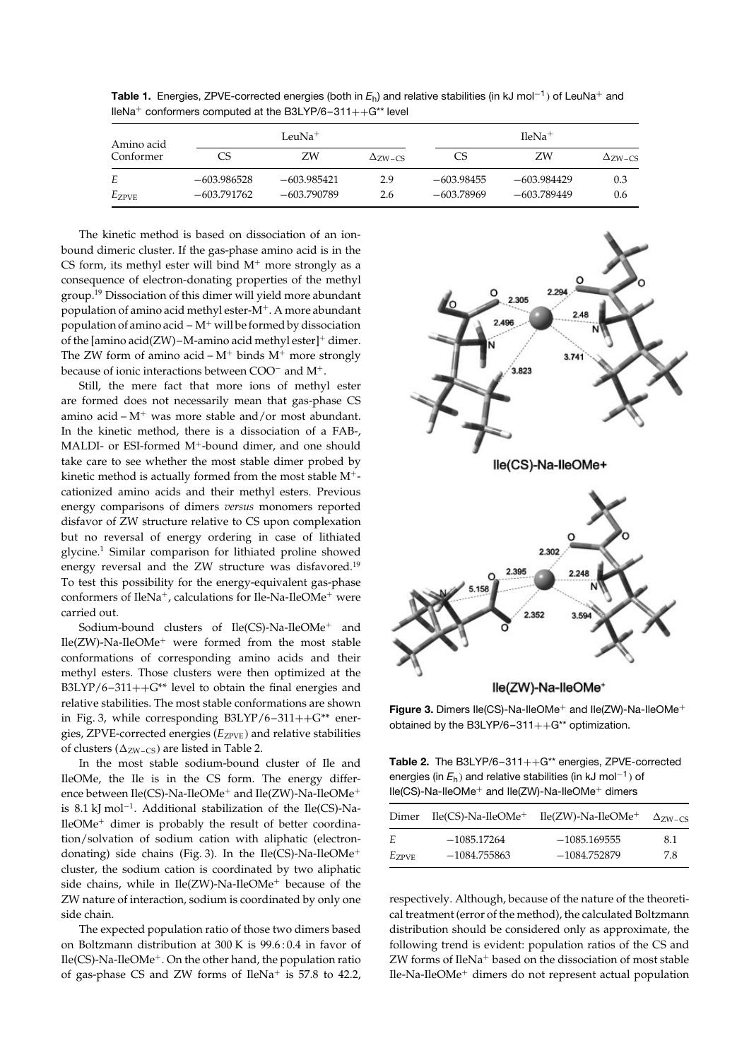**Table 1.** Energies, ZPVE-corrected energies (both in $E_h$) and relative stabilities (in kJ mol$^{-1}$) of LeuNa$^+$ and IleNa$^+$ conformers computed at the B3LYP/6–311++G** level

| Amino acid Conformer | LeuNa$^+$ | | | IleNa$^+$ | | |
|---|---|---|---|---|---|---|
| | CS | ZW | $\Delta_{ZW-CS}$ | CS | ZW | $\Delta_{ZW-CS}$ |
| $E$ | −603.986528 | −603.985421 | 2.9 | −603.98455 | −603.984429 | 0.3 |
| $E_{ZPVE}$ | −603.791762 | −603.790789 | 2.6 | −603.78969 | −603.789449 | 0.6 |

The kinetic method is based on dissociation of an ion-bound dimeric cluster. If the gas-phase amino acid is in the CS form, its methyl ester will bind M$^+$ more strongly as a consequence of electron-donating properties of the methyl group.[19] Dissociation of this dimer will yield more abundant population of amino acid methyl ester-M$^+$. A more abundant population of amino acid – M$^+$ will be formed by dissociation of the [amino acid(ZW)–M-amino acid methyl ester]$^+$ dimer. The ZW form of amino acid – M$^+$ binds M$^+$ more strongly because of ionic interactions between COO$^-$ and M$^+$.

Still, the mere fact that more ions of methyl ester are formed does not necessarily mean that gas-phase CS amino acid – M$^+$ was more stable and/or most abundant. In the kinetic method, there is a dissociation of a FAB-, MALDI- or ESI-formed M$^+$-bound dimer, and one should take care to see whether the most stable dimer probed by kinetic method is actually formed from the most stable M$^+$-cationized amino acids and their methyl esters. Previous energy comparisons of dimers *versus* monomers reported disfavor of ZW structure relative to CS upon complexation but no reversal of energy ordering in case of lithiated glycine.[1] Similar comparison for lithiated proline showed energy reversal and the ZW structure was disfavored.[19] To test this possibility for the energy-equivalent gas-phase conformers of IleNa$^+$, calculations for Ile-Na-IleOMe$^+$ were carried out.

Sodium-bound clusters of Ile(CS)-Na-IleOMe$^+$ and Ile(ZW)-Na-IleOMe$^+$ were formed from the most stable conformations of corresponding amino acids and their methyl esters. Those clusters were then optimized at the B3LYP/6–311++G** level to obtain the final energies and relative stabilities. The most stable conformations are shown in Fig. 3, while corresponding B3LYP/6–311++G** energies, ZPVE-corrected energies ($E_{ZPVE}$) and relative stabilities of clusters ($\Delta_{ZW-CS}$) are listed in Table 2.

In the most stable sodium-bound cluster of Ile and IleOMe, the Ile is in the CS form. The energy difference between Ile(CS)-Na-IleOMe$^+$ and Ile(ZW)-Na-IleOMe$^+$ is 8.1 kJ mol$^{-1}$. Additional stabilization of the Ile(CS)-Na-IleOMe$^+$ dimer is probably the result of better coordination/solvation of sodium cation with aliphatic (electron-donating) side chains (Fig. 3). In the Ile(CS)-Na-IleOMe$^+$ cluster, the sodium cation is coordinated by two aliphatic side chains, while in Ile(ZW)-Na-IleOMe$^+$ because of the ZW nature of interaction, sodium is coordinated by only one side chain.

The expected population ratio of those two dimers based on Boltzmann distribution at 300 K is 99.6 : 0.4 in favor of Ile(CS)-Na-IleOMe$^+$. On the other hand, the population ratio of gas-phase CS and ZW forms of IleNa$^+$ is 57.8 to 42.2, respectively. Although, because of the nature of the theoretical treatment (error of the method), the calculated Boltzmann distribution should be considered only as approximate, the following trend is evident: population ratios of the CS and ZW forms of IleNa$^+$ based on the dissociation of most stable Ile-Na-IleOMe$^+$ dimers do not represent actual population

**Figure 3.** Dimers Ile(CS)-Na-IleOMe$^+$ and Ile(ZW)-Na-IleOMe$^+$ obtained by the B3LYP/6–311++G** optimization.

**Table 2.** The B3LYP/6–311++G** energies, ZPVE-corrected energies (in $E_h$) and relative stabilities (in kJ mol$^{-1}$) of Ile(CS)-Na-IleOMe$^+$ and Ile(ZW)-Na-IleOMe$^+$ dimers

| Dimer | Ile(CS)-Na-IleOMe$^+$ | Ile(ZW)-Na-IleOMe$^+$ | $\Delta_{ZW-CS}$ |
|---|---|---|---|
| $E$ | −1085.17264 | −1085.169555 | 8.1 |
| $E_{ZPVE}$ | −1084.755863 | −1084.752879 | 7.8 |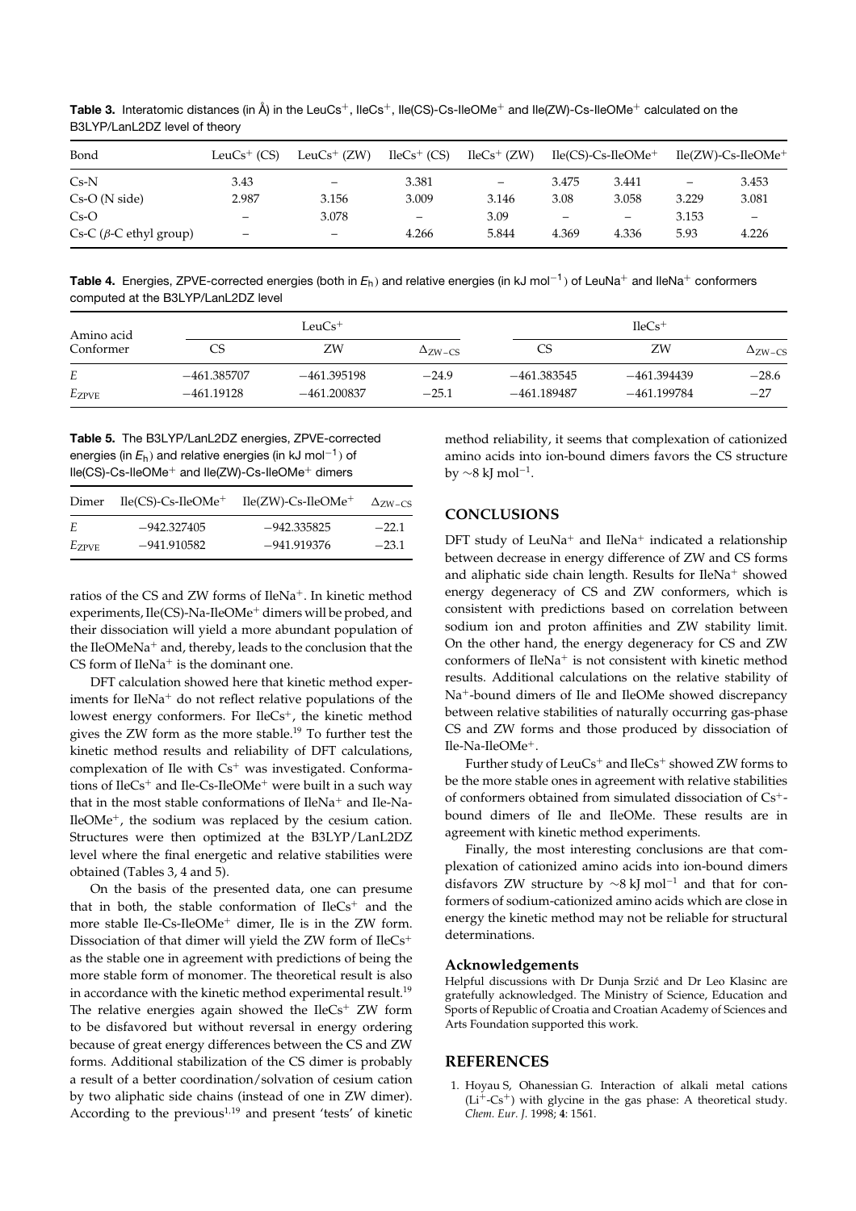**Table 3.** Interatomic distances (in Å) in the $LeuCs^+$, $IleCs^+$, Ile(CS)-Cs-$IleOMe^+$ and Ile(ZW)-Cs-$IleOMe^+$ calculated on the B3LYP/LanL2DZ level of theory

| Bond | $LeuCs^+$ (CS) | $LeuCs^+$ (ZW) | $IleCs^+$ (CS) | $IleCs^+$ (ZW) | Ile(CS)-Cs-$IleOMe^+$ | | Ile(ZW)-Cs-$IleOMe^+$ | |
|---|---|---|---|---|---|---|---|---|
| Cs-N | 3.43 | – | 3.381 | – | 3.475 | 3.441 | – | 3.453 |
| Cs-O (N side) | 2.987 | 3.156 | 3.009 | 3.146 | 3.08 | 3.058 | 3.229 | 3.081 |
| Cs-O | – | 3.078 | – | 3.09 | – | – | 3.153 | – |
| Cs-C ($\beta$-C ethyl group) | – | – | 4.266 | 5.844 | 4.369 | 4.336 | 5.93 | 4.226 |

**Table 4.** Energies, ZPVE-corrected energies (both in $E_h$) and relative energies (in kJ mol$^{-1}$) of $LeuNa^+$ and $IleNa^+$ conformers computed at the B3LYP/LanL2DZ level

| Amino acid Conformer | $LeuCs^+$ | | | $IleCs^+$ | | |
|---|---|---|---|---|---|---|
| | CS | ZW | $\Delta_{ZW-CS}$ | CS | ZW | $\Delta_{ZW-CS}$ |
| $E$ | −461.385707 | −461.395198 | −24.9 | −461.383545 | −461.394439 | −28.6 |
| $E_{ZPVE}$ | −461.19128 | −461.200837 | −25.1 | −461.189487 | −461.199784 | −27 |

**Table 5.** The B3LYP/LanL2DZ energies, ZPVE-corrected energies (in $E_h$) and relative energies (in kJ mol$^{-1}$) of Ile(CS)-Cs-$IleOMe^+$ and Ile(ZW)-Cs-$IleOMe^+$ dimers

| Dimer | Ile(CS)-Cs-$IleOMe^+$ | Ile(ZW)-Cs-$IleOMe^+$ | $\Delta_{ZW-CS}$ |
|---|---|---|---|
| $E$ | −942.327405 | −942.335825 | −22.1 |
| $E_{ZPVE}$ | −941.910582 | −941.919376 | −23.1 |

ratios of the CS and ZW forms of $IleNa^+$. In kinetic method experiments, Ile(CS)-Na-$IleOMe^+$ dimers will be probed, and their dissociation will yield a more abundant population of the $IleOMeNa^+$ and, thereby, leads to the conclusion that the CS form of $IleNa^+$ is the dominant one.

DFT calculation showed here that kinetic method experiments for $IleNa^+$ do not reflect relative populations of the lowest energy conformers. For $IleCs^+$, the kinetic method gives the ZW form as the more stable.[19] To further test the kinetic method results and reliability of DFT calculations, complexation of Ile with $Cs^+$ was investigated. Conformations of $IleCs^+$ and Ile-Cs-$IleOMe^+$ were built in a such way that in the most stable conformations of $IleNa^+$ and Ile-Na-$IleOMe^+$, the sodium was replaced by the cesium cation. Structures were then optimized at the B3LYP/LanL2DZ level where the final energetic and relative stabilities were obtained (Tables 3, 4 and 5).

On the basis of the presented data, one can presume that in both, the stable conformation of $IleCs^+$ and the more stable Ile-Cs-$IleOMe^+$ dimer, Ile is in the ZW form. Dissociation of that dimer will yield the ZW form of $IleCs^+$ as the stable one in agreement with predictions of being the more stable form of monomer. The theoretical result is also in accordance with the kinetic method experimental result.[19] The relative energies again showed the $IleCs^+$ ZW form to be disfavored but without reversal in energy ordering because of great energy differences between the CS and ZW forms. Additional stabilization of the CS dimer is probably a result of a better coordination/solvation of cesium cation by two aliphatic side chains (instead of one in ZW dimer). According to the previous[1,19] and present 'tests' of kinetic method reliability, it seems that complexation of cationized amino acids into ion-bound dimers favors the CS structure by ~8 kJ mol$^{-1}$.

## CONCLUSIONS

DFT study of $LeuNa^+$ and $IleNa^+$ indicated a relationship between decrease in energy difference of ZW and CS forms and aliphatic side chain length. Results for $IleNa^+$ showed energy degeneracy of CS and ZW conformers, which is consistent with predictions based on correlation between sodium ion and proton affinities and ZW stability limit. On the other hand, the energy degeneracy for CS and ZW conformers of $IleNa^+$ is not consistent with kinetic method results. Additional calculations on the relative stability of $Na^+$-bound dimers of Ile and IleOMe showed discrepancy between relative stabilities of naturally occurring gas-phase CS and ZW forms and those produced by dissociation of Ile-Na-$IleOMe^+$.

Further study of $LeuCs^+$ and $IleCs^+$ showed ZW forms to be the more stable ones in agreement with relative stabilities of conformers obtained from simulated dissociation of $Cs^+$-bound dimers of Ile and IleOMe. These results are in agreement with kinetic method experiments.

Finally, the most interesting conclusions are that complexation of cationized amino acids into ion-bound dimers disfavors ZW structure by ~8 kJ mol$^{-1}$ and that for conformers of sodium-cationized amino acids which are close in energy the kinetic method may not be reliable for structural determinations.

### Acknowledgements

Helpful discussions with Dr Dunja Srzić and Dr Leo Klasinc are gratefully acknowledged. The Ministry of Science, Education and Sports of Republic of Croatia and Croatian Academy of Sciences and Arts Foundation supported this work.

## REFERENCES

1. Hoyau S, Ohanessian G. Interaction of alkali metal cations ($Li^+$-$Cs^+$) with glycine in the gas phase: A theoretical study. *Chem. Eur. J.* 1998; **4**: 1561.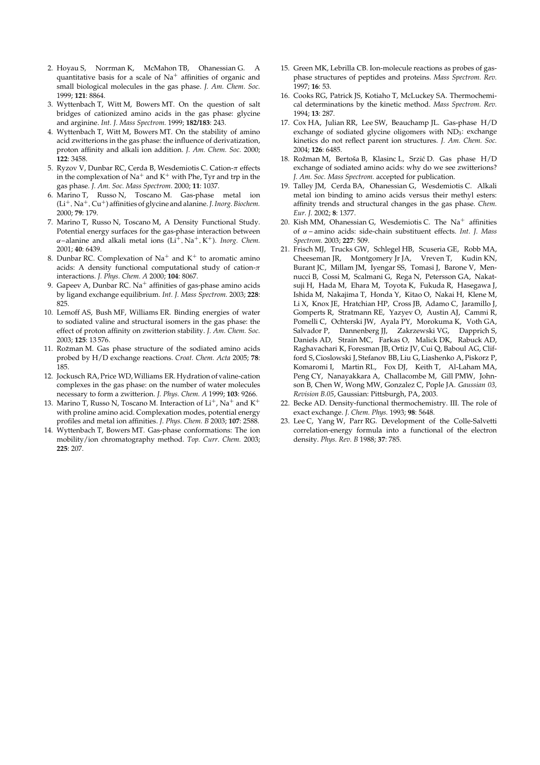2. Hoyau S, Norrman K, McMahon TB, Ohanessian G. A quantitative basis for a scale of $Na^+$ affinities of organic and small biological molecules in the gas phase. *J. Am. Chem. Soc.* 1999; **121**: 8864.
3. Wyttenbach T, Witt M, Bowers MT. On the question of salt bridges of cationized amino acids in the gas phase: glycine and arginine. *Int. J. Mass Spectrom.* 1999; **182/183**: 243.
4. Wyttenbach T, Witt M, Bowers MT. On the stability of amino acid zwitterions in the gas phase: the influence of derivatization, proton affinity and alkali ion addition. *J. Am. Chem. Soc.* 2000; **122**: 3458.
5. Ryzov V, Dunbar RC, Cerda B, Wesdemiotis C. Cation-$\pi$ effects in the complexation of $Na^+$ and $K^+$ with Phe, Tyr and trp in the gas phase. *J. Am. Soc. Mass Spectrom.* 2000; **11**: 1037.
6. Marino T, Russo N, Toscano M. Gas-phase metal ion ($Li^+$, $Na^+$, $Cu^+$) affinities of glycine and alanine. *J. Inorg. Biochem.* 2000; **79**: 179.
7. Marino T, Russo N, Toscano M, A Density Functional Study. Potential energy surfaces for the gas-phase interaction between $\alpha$–alanine and alkali metal ions ($Li^+$, $Na^+$, $K^+$). *Inorg. Chem.* 2001; **40**: 6439.
8. Dunbar RC. Complexation of $Na^+$ and $K^+$ to aromatic amino acids: A density functional computational study of cation-$\pi$ interactions. *J. Phys. Chem. A* 2000; **104**: 8067.
9. Gapeev A, Dunbar RC. $Na^+$ affinities of gas-phase amino acids by ligand exchange equilibrium. *Int. J. Mass Spectrom.* 2003; **228**: 825.
10. Lemoff AS, Bush MF, Williams ER. Binding energies of water to sodiated valine and structural isomers in the gas phase: the effect of proton affinity on zwitterion stability. *J. Am. Chem. Soc.* 2003; **125**: 13 576.
11. Rožman M. Gas phase structure of the sodiated amino acids probed by H/D exchange reactions. *Croat. Chem. Acta* 2005; **78**: 185.
12. Jockusch RA, Price WD, Williams ER. Hydration of valine-cation complexes in the gas phase: on the number of water molecules necessary to form a zwitterion. *J. Phys. Chem. A* 1999; **103**: 9266.
13. Marino T, Russo N, Toscano M. Interaction of $Li^+$, $Na^+$ and $K^+$ with proline amino acid. Complexation modes, potential energy profiles and metal ion affinities. *J. Phys. Chem. B* 2003; **107**: 2588.
14. Wyttenbach T, Bowers MT. Gas-phase conformations: The ion mobility/ion chromatography method. *Top. Curr. Chem.* 2003; **225**: 207.
15. Green MK, Lebrilla CB. Ion-molecule reactions as probes of gas-phase structures of peptides and proteins. *Mass Spectrom. Rev.* 1997; **16**: 53.
16. Cooks RG, Patrick JS, Kotiaho T, McLuckey SA. Thermochemical determinations by the kinetic method. *Mass Spectrom. Rev.* 1994; **13**: 287.
17. Cox HA, Julian RR, Lee SW, Beauchamp JL. Gas-phase H/D exchange of sodiated glycine oligomers with $ND_3$: exchange kinetics do not reflect parent ion structures. *J. Am. Chem. Soc.* 2004; **126**: 6485.
18. Rožman M, Bertoša B, Klasinc L, Srzić D. Gas phase H/D exchange of sodiated amino acids: why do we see zwitterions? *J. Am. Soc. Mass Spectrom.* accepted for publication.
19. Talley JM, Cerda BA, Ohanessian G, Wesdemiotis C. Alkali metal ion binding to amino acids versus their methyl esters: affinity trends and structural changes in the gas phase. *Chem. Eur. J.* 2002; **8**: 1377.
20. Kish MM, Ohanessian G, Wesdemiotis C. The $Na^+$ affinities of $\alpha$ – amino acids: side-chain substituent effects. *Int. J. Mass Spectrom.* 2003; **227**: 509.
21. Frisch MJ, Trucks GW, Schlegel HB, Scuseria GE, Robb MA, Cheeseman JR, Montgomery Jr JA, Vreven T, Kudin KN, Burant JC, Millam JM, Iyengar SS, Tomasi J, Barone V, Mennucci B, Cossi M, Scalmani G, Rega N, Petersson GA, Nakatsuji H, Hada M, Ehara M, Toyota K, Fukuda R, Hasegawa J, Ishida M, Nakajima T, Honda Y, Kitao O, Nakai H, Klene M, Li X, Knox JE, Hratchian HP, Cross JB, Adamo C, Jaramillo J, Gomperts R, Stratmann RE, Yazyev O, Austin AJ, Cammi R, Pomelli C, Ochterski JW, Ayala PY, Morokuma K, Voth GA, Salvador P, Dannenberg JJ, Zakrzewski VG, Dapprich S, Daniels AD, Strain MC, Farkas O, Malick DK, Rabuck AD, Raghavachari K, Foresman JB, Ortiz JV, Cui Q, Baboul AG, Clifford S, Cioslowski J, Stefanov BB, Liu G, Liashenko A, Piskorz P, Komaromi I, Martin RL, Fox DJ, Keith T, Al-Laham MA, Peng CY, Nanayakkara A, Challacombe M, Gill PMW, Johnson B, Chen W, Wong MW, Gonzalez C, Pople JA. *Gaussian 03, Revision B.05*, Gaussian: Pittsburgh, PA, 2003.
22. Becke AD. Density-functional thermochemistry. III. The role of exact exchange. *J. Chem. Phys.* 1993; **98**: 5648.
23. Lee C, Yang W, Parr RG. Development of the Colle-Salvetti correlation-energy formula into a functional of the electron density. *Phys. Rev. B* 1988; **37**: 785.